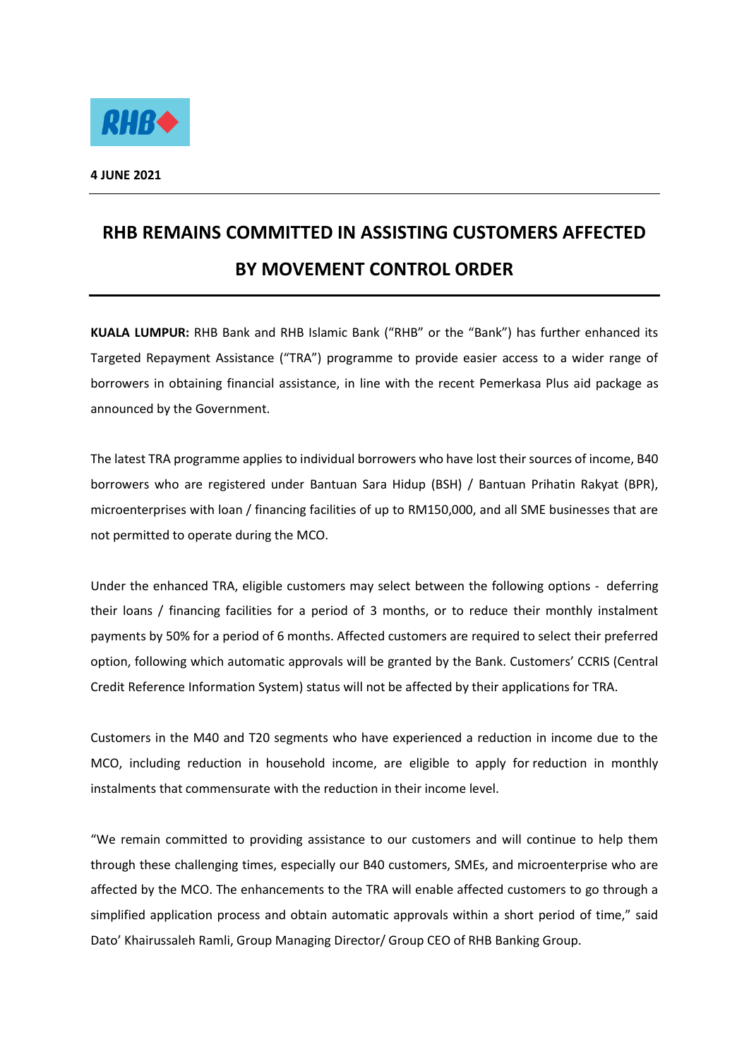**4 JUNE 2021**

# RHB REMAINS COMMITTED IN ASSISTING CUSTOMERS AFFECTED BY MOVEMENT CONTROL ORDER

**KUALA LUMPUR:** RHB Bank and RHB Islamic Bank ("RHB" or the "Bank") has further enhanced its Targeted Repayment Assistance ("TRA") programme to provide easier access to a wider range of borrowers in obtaining financial assistance, in line with the recent Pemerkasa Plus aid package as announced by the Government.

The latest TRA programme applies to individual borrowers who have lost their sources of income, B40 borrowers who are registered under Bantuan Sara Hidup (BSH) / Bantuan Prihatin Rakyat (BPR), microenterprises with loan / financing facilities of up to RM150,000, and all SME businesses that are not permitted to operate during the MCO.

Under the enhanced TRA, eligible customers may select between the following options - deferring their loans / financing facilities for a period of 3 months, or to reduce their monthly instalment payments by 50% for a period of 6 months. Affected customers are required to select their preferred option, following which automatic approvals will be granted by the Bank. Customers' CCRIS (Central Credit Reference Information System) status will not be affected by their applications for TRA.

Customers in the M40 and T20 segments who have experienced a reduction in income due to the MCO, including reduction in household income, are eligible to apply for reduction in monthly instalments that commensurate with the reduction in their income level.

"We remain committed to providing assistance to our customers and will continue to help them through these challenging times, especially our B40 customers, SMEs, and microenterprise who are affected by the MCO. The enhancements to the TRA will enable affected customers to go through a simplified application process and obtain automatic approvals within a short period of time," said Dato' Khairussaleh Ramli, Group Managing Director/ Group CEO of RHB Banking Group.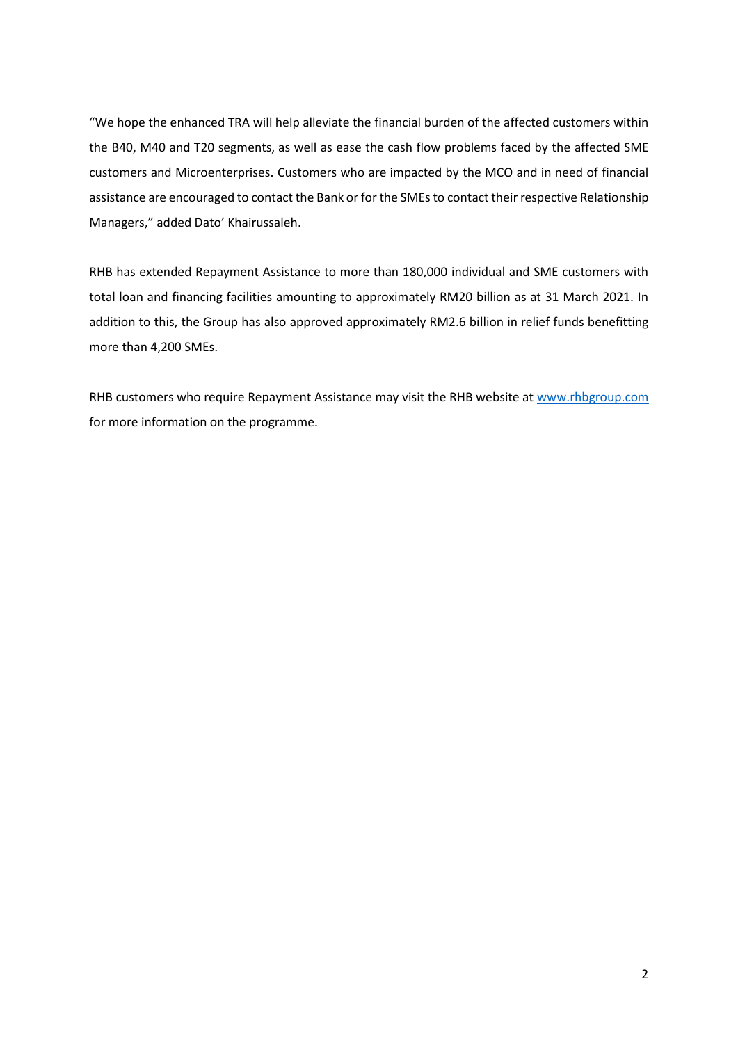"We hope the enhanced TRA will help alleviate the financial burden of the affected customers within the B40, M40 and T20 segments, as well as ease the cash flow problems faced by the affected SME customers and Microenterprises. Customers who are impacted by the MCO and in need of financial assistance are encouraged to contact the Bank or for the SMEs to contact their respective Relationship Managers," added Dato' Khairussaleh.

RHB has extended Repayment Assistance to more than 180,000 individual and SME customers with total loan and financing facilities amounting to approximately RM20 billion as at 31 March 2021. In addition to this, the Group has also approved approximately RM2.6 billion in relief funds benefitting more than 4,200 SMEs.

RHB customers who require Repayment Assistance may visit the RHB website at [www.rhbgroup.com](http://www.rhbgroup.com) for more information on the programme.